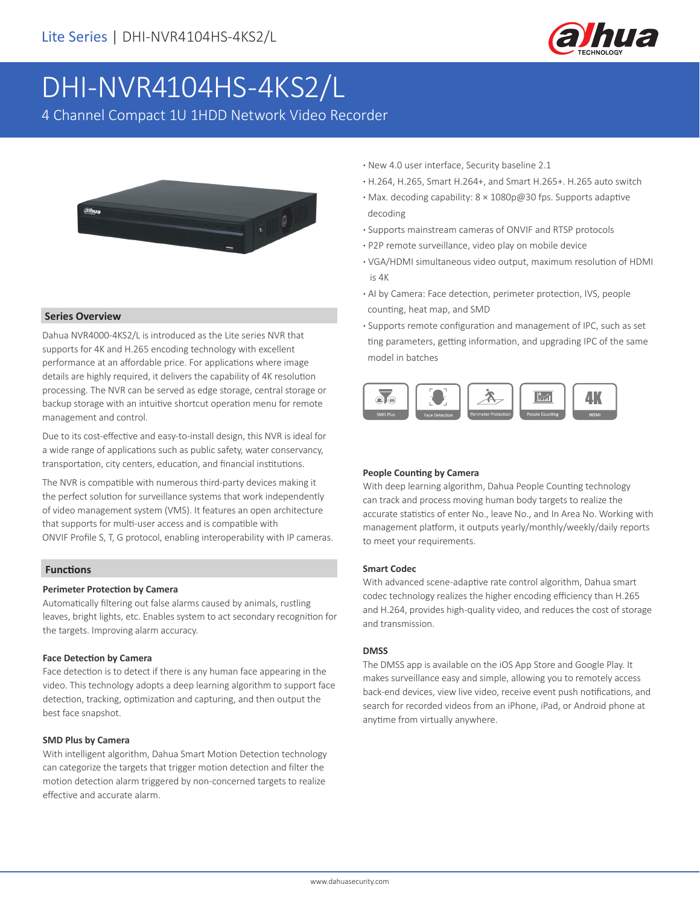# DHI-NVR4104HS-4KS2/L

4 Channel Compact 1U 1HDD Network Video Recorder

- New 4.0 user interface, Security baseline 2.1
- H.264, H.265, Smart H.264+, and Smart H.265+. H.265 auto switch
- Max. decoding capability: 8 × 1080p@30 fps. Supports adaptive decoding
- Supports mainstream cameras of ONVIF and RTSP protocols
- P2P remote surveillance, video play on mobile device
- VGA/HDMI simultaneous video output, maximum resolution of HDMI is 4K
- AI by Camera: Face detection, perimeter protection, IVS, people counting, heat map, and SMD
- Supports remote configuration and management of IPC, such as set ting parameters, getting information, and upgrading IPC of the same model in batches

## Series Overview

Dahua NVR4000-4KS2/L is introduced as the Lite series NVR that supports for 4K and H.265 encoding technology with excellent performance at an affordable price. For applications where image details are highly required, it delivers the capability of 4K resolution processing. The NVR can be served as edge storage, central storage or backup storage with an intuitive shortcut operation menu for remote management and control.

Due to its cost-effective and easy-to-install design, this NVR is ideal for a wide range of applications such as public safety, water conservancy, transportation, city centers, education, and financial institutions.

The NVR is compatible with numerous third-party devices making it the perfect solution for surveillance systems that work independently of video management system (VMS). It features an open architecture that supports for multi-user access and is compatible with ONVIF Profile S, T, G protocol, enabling interoperability with IP cameras.

## Functions

### Perimeter Protection by Camera

Automatically filtering out false alarms caused by animals, rustling leaves, bright lights, etc. Enables system to act secondary recognition for the targets. Improving alarm accuracy.

### Face Detection by Camera

Face detection is to detect if there is any human face appearing in the video. This technology adopts a deep learning algorithm to support face detection, tracking, optimization and capturing, and then output the best face snapshot.

### SMD Plus by Camera

With intelligent algorithm, Dahua Smart Motion Detection technology can categorize the targets that trigger motion detection and filter the motion detection alarm triggered by non-concerned targets to realize effective and accurate alarm.

### People Counting by Camera

With deep learning algorithm, Dahua People Counting technology can track and process moving human body targets to realize the accurate statistics of enter No., leave No., and In Area No. Working with management platform, it outputs yearly/monthly/weekly/daily reports to meet your requirements.

### Smart Codec

With advanced scene-adaptive rate control algorithm, Dahua smart codec technology realizes the higher encoding efficiency than H.265 and H.264, provides high-quality video, and reduces the cost of storage and transmission.

### DMSS

The DMSS app is available on the iOS App Store and Google Play. It makes surveillance easy and simple, allowing you to remotely access back-end devices, view live video, receive event push notifications, and search for recorded videos from an iPhone, iPad, or Android phone at anytime from virtually anywhere.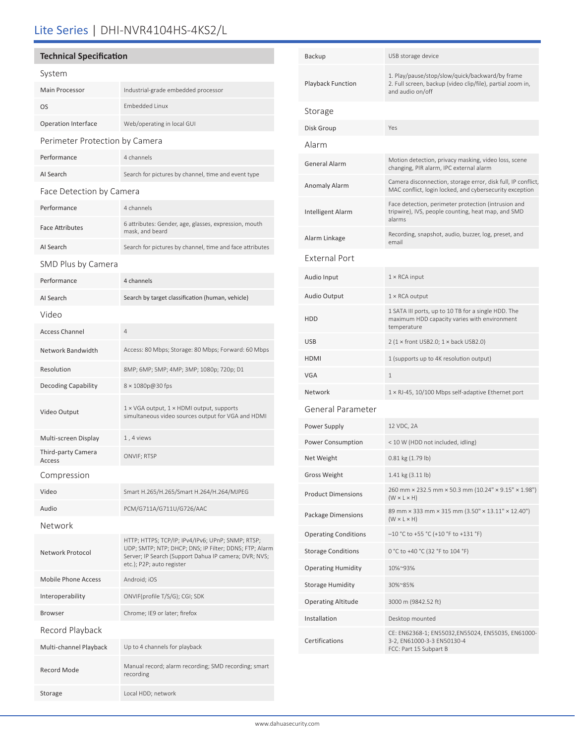# Lite Series | DHI-NVR4104HS-4KS2/L

## Technical Specification

### System

| | |
|---|---|
| Main Processor | Industrial-grade embedded processor |
| OS | Embedded Linux |
| Operation Interface | Web/operating in local GUI |

### Perimeter Protection by Camera

| | |
|---|---|
| Performance | 4 channels |
| AI Search | Search for pictures by channel, time and event type |

### Face Detection by Camera

| | |
|---|---|
| Performance | 4 channels |
| Face Attributes | 6 attributes: Gender, age, glasses, expression, mouth mask, and beard |
| AI Search | Search for pictures by channel, time and face attributes |

### SMD Plus by Camera

| | |
|---|---|
| Performance | 4 channels |
| AI Search | Search by target classification (human, vehicle) |

### Video

| | |
|---|---|
| Access Channel | 4 |
| Network Bandwidth | Access: 80 Mbps; Storage: 80 Mbps; Forward: 60 Mbps |
| Resolution | 8MP; 6MP; 5MP; 4MP; 3MP; 1080p; 720p; D1 |
| Decoding Capability | 8 × 1080p@30 fps |
| Video Output | 1 × VGA output, 1 × HDMI output, supports simultaneous video sources output for VGA and HDMI |
| Multi-screen Display | 1 , 4 views |
| Third-party Camera Access | ONVIF; RTSP |

### Compression

| | |
|---|---|
| Video | Smart H.265/H.265/Smart H.264/H.264/MJPEG |
| Audio | PCM/G711A/G711U/G726/AAC |

### Network

| | |
|---|---|
| Network Protocol | HTTP; HTTPS; TCP/IP; IPv4/IPv6; UPnP; SNMP; RTSP; UDP; SMTP; NTP; DHCP; DNS; IP Filter; DDNS; FTP; Alarm Server; IP Search (Support Dahua IP camera; DVR; NVS; etc.); P2P; auto register |
| Mobile Phone Access | Android; iOS |
| Interoperability | ONVIF(profile T/S/G); CGI; SDK |
| Browser | Chrome; IE9 or later; firefox |

### Record Playback

| | |
|---|---|
| Multi-channel Playback | Up to 4 channels for playback |
| Record Mode | Manual record; alarm recording; SMD recording; smart recording |
| Storage | Local HDD; network |
| Backup | USB storage device |
| Playback Function | 1. Play/pause/stop/slow/quick/backward/by frame<br>2. Full screen, backup (video clip/file), partial zoom in, and audio on/off |

### Storage

| | |
|---|---|
| Disk Group | Yes |

### Alarm

| | |
|---|---|
| General Alarm | Motion detection, privacy masking, video loss, scene changing, PIR alarm, IPC external alarm |
| Anomaly Alarm | Camera disconnection, storage error, disk full, IP conflict, MAC conflict, login locked, and cybersecurity exception |
| Intelligent Alarm | Face detection, perimeter protection (intrusion and tripwire), IVS, people counting, heat map, and SMD alarms |
| Alarm Linkage | Recording, snapshot, audio, buzzer, log, preset, and email |

### External Port

| | |
|---|---|
| Audio Input | 1 × RCA input |
| Audio Output | 1 × RCA output |
| HDD | 1 SATA III ports, up to 10 TB for a single HDD. The maximum HDD capacity varies with environment temperature |
| USB | 2 (1 × front USB2.0; 1 × back USB2.0) |
| HDMI | 1 (supports up to 4K resolution output) |
| VGA | 1 |
| Network | 1 × RJ-45, 10/100 Mbps self-adaptive Ethernet port |

### General Parameter

| | |
|---|---|
| Power Supply | 12 VDC, 2A |
| Power Consumption | < 10 W (HDD not included, idling) |
| Net Weight | 0.81 kg (1.79 lb) |
| Gross Weight | 1.41 kg (3.11 lb) |
| Product Dimensions | 260 mm × 232.5 mm × 50.3 mm (10.24" × 9.15" × 1.98") (W × L × H) |
| Package Dimensions | 89 mm × 333 mm × 315 mm (3.50" × 13.11" × 12.40") (W × L × H) |
| Operating Conditions | –10 °C to +55 °C (+10 °F to +131 °F) |
| Storage Conditions | 0 °C to +40 °C (32 °F to 104 °F) |
| Operating Humidity | 10%~93% |
| Storage Humidity | 30%~85% |
| Operating Altitude | 3000 m (9842.52 ft) |
| Installation | Desktop mounted |
| Certifications | CE: EN62368-1; EN55032,EN55024, EN55035, EN61000-3-2, EN61000-3-3 EN50130-4<br>FCC: Part 15 Subpart B |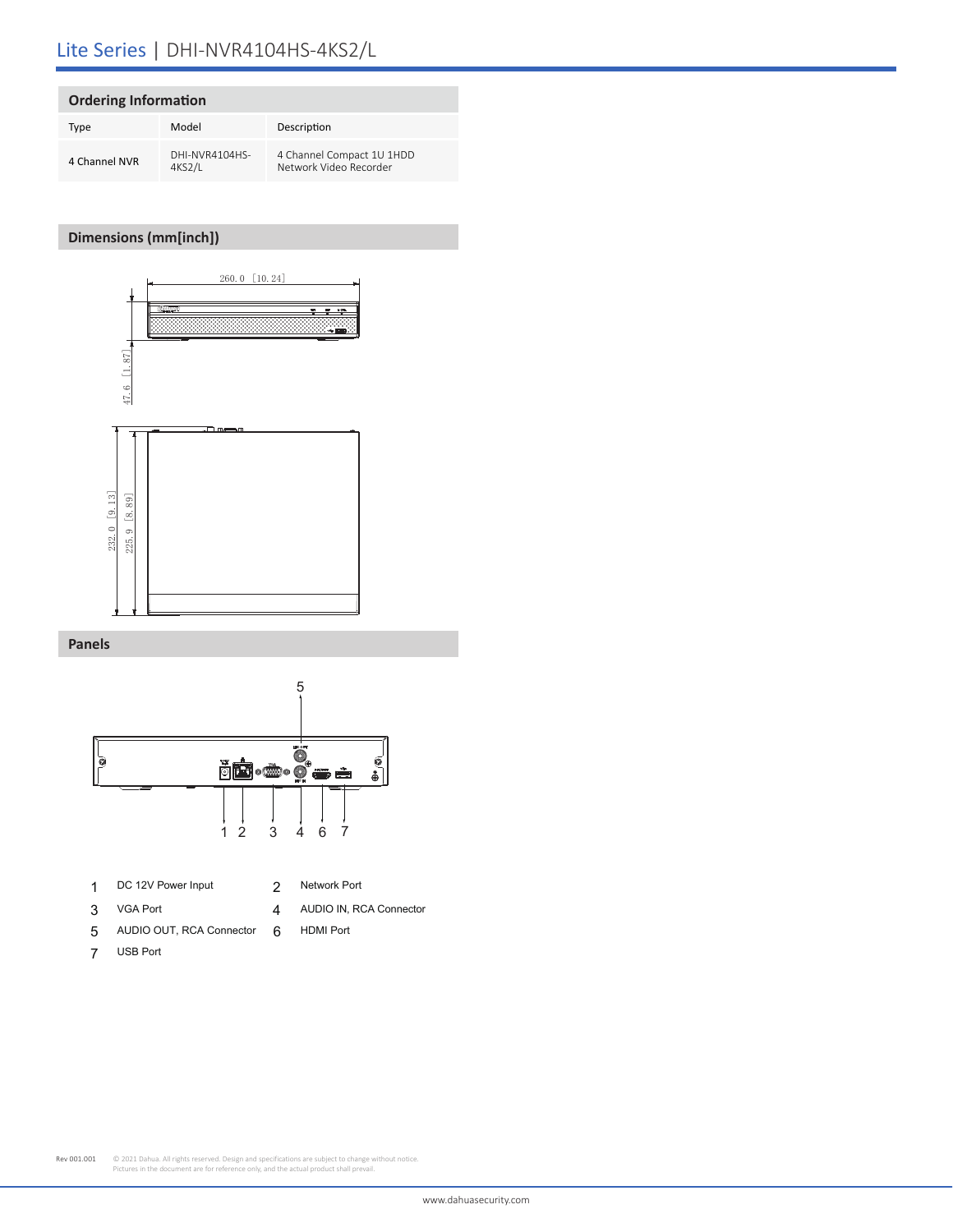## Ordering Information

| Type | Model | Description |
|---|---|---|
| 4 Channel NVR | DHI-NVR4104HS-4KS2/L | 4 Channel Compact 1U 1HDD Network Video Recorder |

## Dimensions (mm[inch])

260.0 [10.24]

47.6 [1.87]

232.0 [9.13]

225.9 [8.89]

## Panels

| | | | |
|---|---|---|---|
| 1 | DC 12V Power Input | 2 | Network Port |
| 3 | VGA Port | 4 | AUDIO IN, RCA Connector |
| 5 | AUDIO OUT, RCA Connector | 6 | HDMI Port |
| 7 | USB Port | | |

Rev 001.001 © 2021 Dahua. All rights reserved. Design and specifications are subject to change without notice. Pictures in the document are for reference only, and the actual product shall prevail.

www.dahuasecurity.com